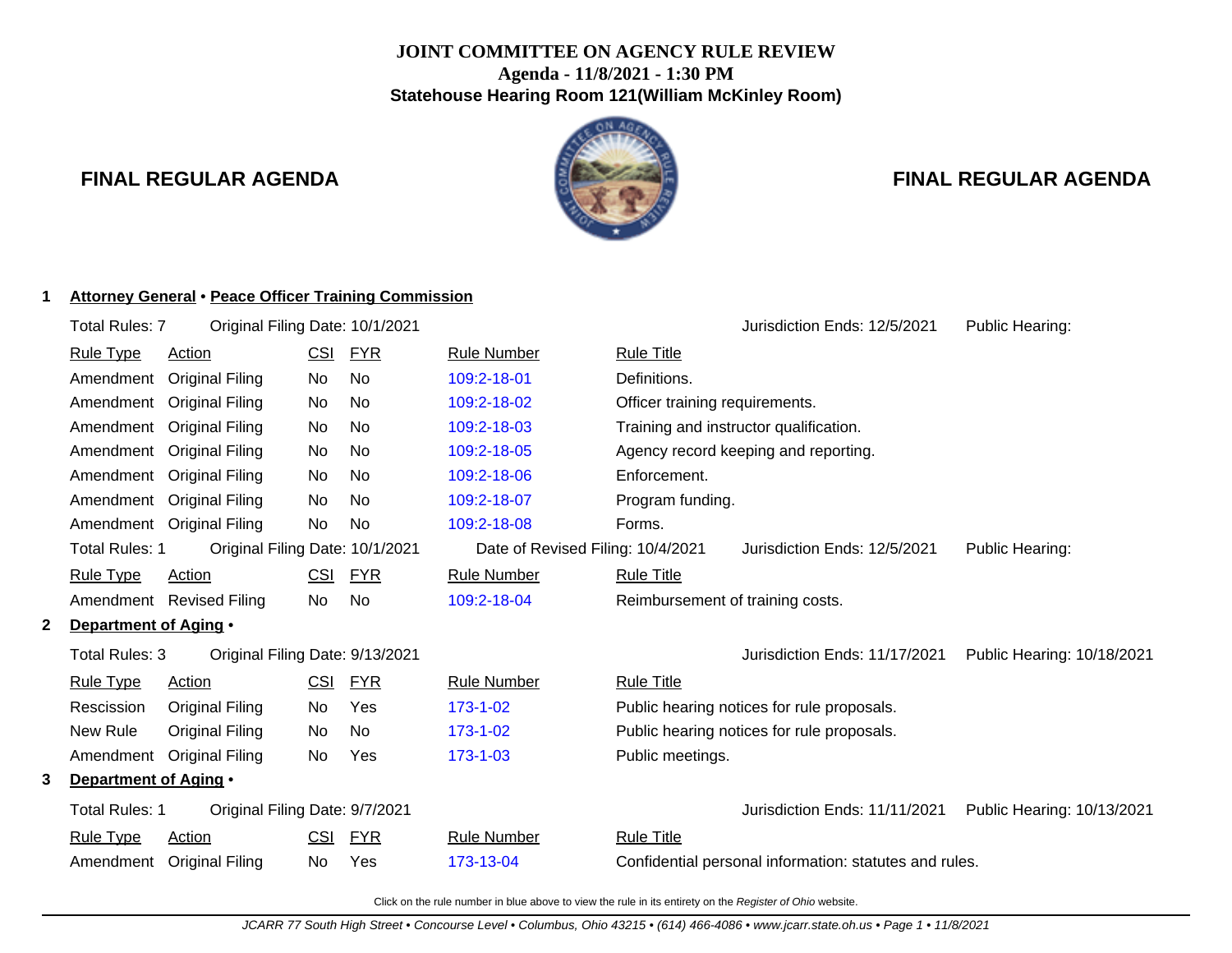**JOINT COMMITTEE ON AGENCY RULE REVIEW**
**Agenda - 11/8/2021 - 1:30 PM**
**Statehouse Hearing Room 121(William McKinley Room)**

## FINAL REGULAR AGENDA

### 1 Attorney General • Peace Officer Training Commission

Total Rules: 7 — Original Filing Date: 10/1/2021 — Jurisdiction Ends: 12/5/2021 — Public Hearing:

| Rule Type | Action | CSI | FYR | Rule Number | Rule Title |
|---|---|---|---|---|---|
| Amendment | Original Filing | No | No | 109:2-18-01 | Definitions. |
| Amendment | Original Filing | No | No | 109:2-18-02 | Officer training requirements. |
| Amendment | Original Filing | No | No | 109:2-18-03 | Training and instructor qualification. |
| Amendment | Original Filing | No | No | 109:2-18-05 | Agency record keeping and reporting. |
| Amendment | Original Filing | No | No | 109:2-18-06 | Enforcement. |
| Amendment | Original Filing | No | No | 109:2-18-07 | Program funding. |
| Amendment | Original Filing | No | No | 109:2-18-08 | Forms. |

Total Rules: 1 — Original Filing Date: 10/1/2021 — Date of Revised Filing: 10/4/2021 — Jurisdiction Ends: 12/5/2021 — Public Hearing:

| Rule Type | Action | CSI | FYR | Rule Number | Rule Title |
|---|---|---|---|---|---|
| Amendment | Revised Filing | No | No | 109:2-18-04 | Reimbursement of training costs. |

### 2 Department of Aging •

Total Rules: 3 — Original Filing Date: 9/13/2021 — Jurisdiction Ends: 11/17/2021 — Public Hearing: 10/18/2021

| Rule Type | Action | CSI | FYR | Rule Number | Rule Title |
|---|---|---|---|---|---|
| Rescission | Original Filing | No | Yes | 173-1-02 | Public hearing notices for rule proposals. |
| New Rule | Original Filing | No | No | 173-1-02 | Public hearing notices for rule proposals. |
| Amendment | Original Filing | No | Yes | 173-1-03 | Public meetings. |

### 3 Department of Aging •

Total Rules: 1 — Original Filing Date: 9/7/2021 — Jurisdiction Ends: 11/11/2021 — Public Hearing: 10/13/2021

| Rule Type | Action | CSI | FYR | Rule Number | Rule Title |
|---|---|---|---|---|---|
| Amendment | Original Filing | No | Yes | 173-13-04 | Confidential personal information: statutes and rules. |

Click on the rule number in blue above to view the rule in its entirety on the *Register of Ohio* website.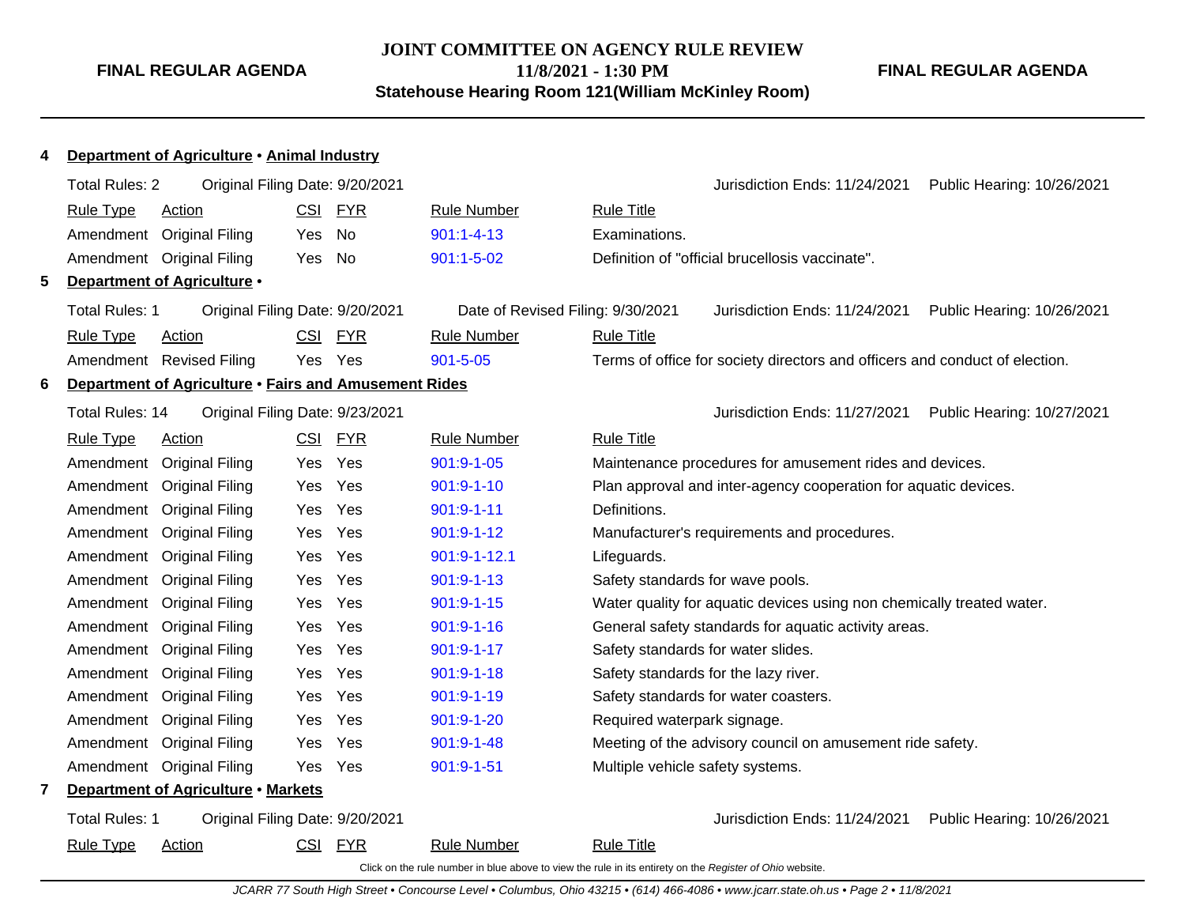**FINAL REGULAR AGENDA**

**JOINT COMMITTEE ON AGENCY RULE REVIEW**
**11/8/2021 - 1:30 PM**
**Statehouse Hearing Room 121(William McKinley Room)**

**FINAL REGULAR AGENDA**

**4 Department of Agriculture • Animal Industry**

Total Rules: 2 | Original Filing Date: 9/20/2021 | Jurisdiction Ends: 11/24/2021 | Public Hearing: 10/26/2021

| Rule Type | Action | CSI | FYR | Rule Number | Rule Title |
|---|---|---|---|---|---|
| Amendment | Original Filing | Yes | No | 901:1-4-13 | Examinations. |
| Amendment | Original Filing | Yes | No | 901:1-5-02 | Definition of "official brucellosis vaccinate". |

**5 Department of Agriculture •**

Total Rules: 1 | Original Filing Date: 9/20/2021 | Date of Revised Filing: 9/30/2021 | Jurisdiction Ends: 11/24/2021 | Public Hearing: 10/26/2021

| Rule Type | Action | CSI | FYR | Rule Number | Rule Title |
|---|---|---|---|---|---|
| Amendment | Revised Filing | Yes | Yes | 901-5-05 | Terms of office for society directors and officers and conduct of election. |

**6 Department of Agriculture • Fairs and Amusement Rides**

Total Rules: 14 | Original Filing Date: 9/23/2021 | Jurisdiction Ends: 11/27/2021 | Public Hearing: 10/27/2021

| Rule Type | Action | CSI | FYR | Rule Number | Rule Title |
|---|---|---|---|---|---|
| Amendment | Original Filing | Yes | Yes | 901:9-1-05 | Maintenance procedures for amusement rides and devices. |
| Amendment | Original Filing | Yes | Yes | 901:9-1-10 | Plan approval and inter-agency cooperation for aquatic devices. |
| Amendment | Original Filing | Yes | Yes | 901:9-1-11 | Definitions. |
| Amendment | Original Filing | Yes | Yes | 901:9-1-12 | Manufacturer's requirements and procedures. |
| Amendment | Original Filing | Yes | Yes | 901:9-1-12.1 | Lifeguards. |
| Amendment | Original Filing | Yes | Yes | 901:9-1-13 | Safety standards for wave pools. |
| Amendment | Original Filing | Yes | Yes | 901:9-1-15 | Water quality for aquatic devices using non chemically treated water. |
| Amendment | Original Filing | Yes | Yes | 901:9-1-16 | General safety standards for aquatic activity areas. |
| Amendment | Original Filing | Yes | Yes | 901:9-1-17 | Safety standards for water slides. |
| Amendment | Original Filing | Yes | Yes | 901:9-1-18 | Safety standards for the lazy river. |
| Amendment | Original Filing | Yes | Yes | 901:9-1-19 | Safety standards for water coasters. |
| Amendment | Original Filing | Yes | Yes | 901:9-1-20 | Required waterpark signage. |
| Amendment | Original Filing | Yes | Yes | 901:9-1-48 | Meeting of the advisory council on amusement ride safety. |
| Amendment | Original Filing | Yes | Yes | 901:9-1-51 | Multiple vehicle safety systems. |

**7 Department of Agriculture • Markets**

Total Rules: 1 | Original Filing Date: 9/20/2021 | Jurisdiction Ends: 11/24/2021 | Public Hearing: 10/26/2021

| Rule Type | Action | CSI | FYR | Rule Number | Rule Title |
|---|---|---|---|---|---|

Click on the rule number in blue above to view the rule in its entirety on the *Register of Ohio* website.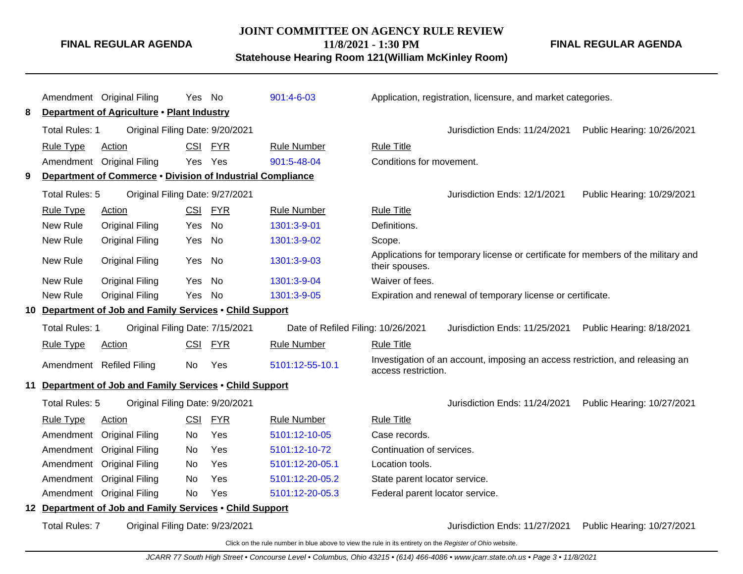| Rule Type | Action | CSI | FYR | Rule Number | Rule Title |
|---|---|---|---|---|---|
| Amendment | Original Filing | Yes | No | 901:4-6-03 | Application, registration, licensure, and market categories. |

**8 Department of Agriculture • Plant Industry**

Total Rules: 1 | Original Filing Date: 9/20/2021 | Jurisdiction Ends: 11/24/2021 | Public Hearing: 10/26/2021

| Rule Type | Action | CSI | FYR | Rule Number | Rule Title |
|---|---|---|---|---|---|
| Amendment | Original Filing | Yes | Yes | 901:5-48-04 | Conditions for movement. |

**9 Department of Commerce • Division of Industrial Compliance**

Total Rules: 5 | Original Filing Date: 9/27/2021 | Jurisdiction Ends: 12/1/2021 | Public Hearing: 10/29/2021

| Rule Type | Action | CSI | FYR | Rule Number | Rule Title |
|---|---|---|---|---|---|
| New Rule | Original Filing | Yes | No | 1301:3-9-01 | Definitions. |
| New Rule | Original Filing | Yes | No | 1301:3-9-02 | Scope. |
| New Rule | Original Filing | Yes | No | 1301:3-9-03 | Applications for temporary license or certificate for members of the military and their spouses. |
| New Rule | Original Filing | Yes | No | 1301:3-9-04 | Waiver of fees. |
| New Rule | Original Filing | Yes | No | 1301:3-9-05 | Expiration and renewal of temporary license or certificate. |

**10 Department of Job and Family Services • Child Support**

Total Rules: 1 | Original Filing Date: 7/15/2021 | Date of Refiled Filing: 10/26/2021 | Jurisdiction Ends: 11/25/2021 | Public Hearing: 8/18/2021

| Rule Type | Action | CSI | FYR | Rule Number | Rule Title |
|---|---|---|---|---|---|
| Amendment | Refiled Filing | No | Yes | 5101:12-55-10.1 | Investigation of an account, imposing an access restriction, and releasing an access restriction. |

**11 Department of Job and Family Services • Child Support**

Total Rules: 5 | Original Filing Date: 9/20/2021 | Jurisdiction Ends: 11/24/2021 | Public Hearing: 10/27/2021

| Rule Type | Action | CSI | FYR | Rule Number | Rule Title |
|---|---|---|---|---|---|
| Amendment | Original Filing | No | Yes | 5101:12-10-05 | Case records. |
| Amendment | Original Filing | No | Yes | 5101:12-10-72 | Continuation of services. |
| Amendment | Original Filing | No | Yes | 5101:12-20-05.1 | Location tools. |
| Amendment | Original Filing | No | Yes | 5101:12-20-05.2 | State parent locator service. |
| Amendment | Original Filing | No | Yes | 5101:12-20-05.3 | Federal parent locator service. |

**12 Department of Job and Family Services • Child Support**

Total Rules: 7 | Original Filing Date: 9/23/2021 | Jurisdiction Ends: 11/27/2021 | Public Hearing: 10/27/2021

Click on the rule number in blue above to view the rule in its entirety on the *Register of Ohio* website.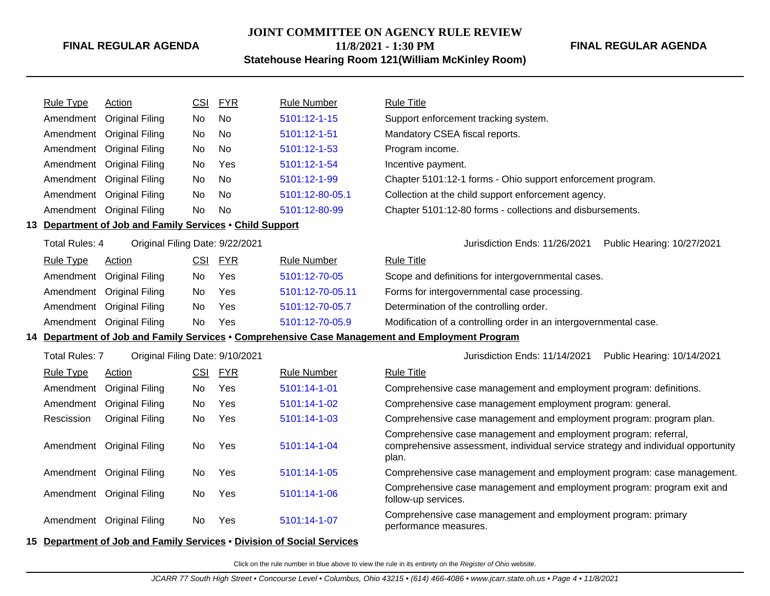| Rule Type | Action | CSI | FYR | Rule Number | Rule Title |
| --- | --- | --- | --- | --- | --- |
| Amendment | Original Filing | No | No | 5101:12-1-15 | Support enforcement tracking system. |
| Amendment | Original Filing | No | No | 5101:12-1-51 | Mandatory CSEA fiscal reports. |
| Amendment | Original Filing | No | No | 5101:12-1-53 | Program income. |
| Amendment | Original Filing | No | Yes | 5101:12-1-54 | Incentive payment. |
| Amendment | Original Filing | No | No | 5101:12-1-99 | Chapter 5101:12-1 forms - Ohio support enforcement program. |
| Amendment | Original Filing | No | No | 5101:12-80-05.1 | Collection at the child support enforcement agency. |
| Amendment | Original Filing | No | No | 5101:12-80-99 | Chapter 5101:12-80 forms - collections and disbursements. |

## 13 Department of Job and Family Services • Child Support

Total Rules: 4 | Original Filing Date: 9/22/2021 | Jurisdiction Ends: 11/26/2021 | Public Hearing: 10/27/2021

| Rule Type | Action | CSI | FYR | Rule Number | Rule Title |
| --- | --- | --- | --- | --- | --- |
| Amendment | Original Filing | No | Yes | 5101:12-70-05 | Scope and definitions for intergovernmental cases. |
| Amendment | Original Filing | No | Yes | 5101:12-70-05.11 | Forms for intergovernmental case processing. |
| Amendment | Original Filing | No | Yes | 5101:12-70-05.7 | Determination of the controlling order. |
| Amendment | Original Filing | No | Yes | 5101:12-70-05.9 | Modification of a controlling order in an intergovernmental case. |

## 14 Department of Job and Family Services • Comprehensive Case Management and Employment Program

Total Rules: 7 | Original Filing Date: 9/10/2021 | Jurisdiction Ends: 11/14/2021 | Public Hearing: 10/14/2021

| Rule Type | Action | CSI | FYR | Rule Number | Rule Title |
| --- | --- | --- | --- | --- | --- |
| Amendment | Original Filing | No | Yes | 5101:14-1-01 | Comprehensive case management and employment program: definitions. |
| Amendment | Original Filing | No | Yes | 5101:14-1-02 | Comprehensive case management employment program: general. |
| Rescission | Original Filing | No | Yes | 5101:14-1-03 | Comprehensive case management and employment program: program plan. |
| Amendment | Original Filing | No | Yes | 5101:14-1-04 | Comprehensive case management and employment program: referral, comprehensive assessment, individual service strategy and individual opportunity plan. |
| Amendment | Original Filing | No | Yes | 5101:14-1-05 | Comprehensive case management and employment program: case management. |
| Amendment | Original Filing | No | Yes | 5101:14-1-06 | Comprehensive case management and employment program: program exit and follow-up services. |
| Amendment | Original Filing | No | Yes | 5101:14-1-07 | Comprehensive case management and employment program: primary performance measures. |

## 15 Department of Job and Family Services • Division of Social Services

Click on the rule number in blue above to view the rule in its entirety on the *Register of Ohio* website.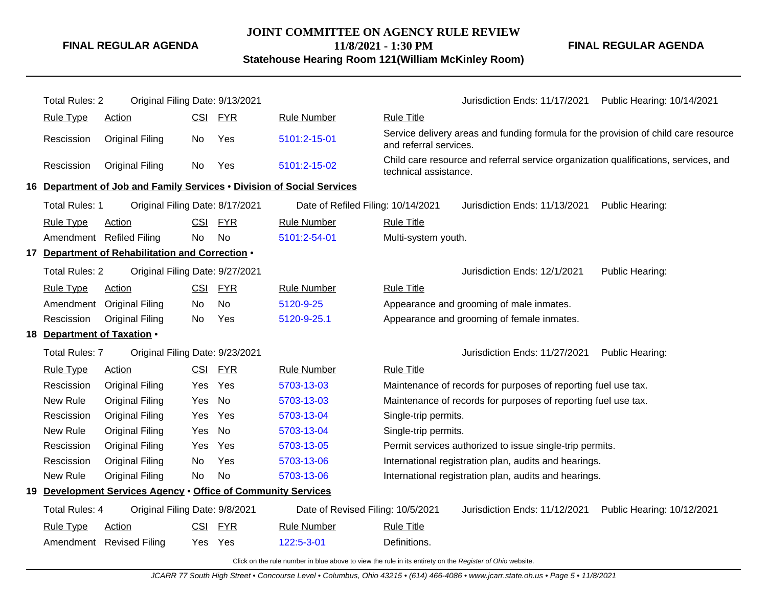# JOINT COMMITTEE ON AGENCY RULE REVIEW

**FINAL REGULAR AGENDA** | **11/8/2021 - 1:30 PM** | **FINAL REGULAR AGENDA**

**Statehouse Hearing Room 121(William McKinley Room)**

Total Rules: 2 | Original Filing Date: 9/13/2021 | Jurisdiction Ends: 11/17/2021 | Public Hearing: 10/14/2021

| Rule Type | Action | CSI | FYR | Rule Number | Rule Title |
|---|---|---|---|---|---|
| Rescission | Original Filing | No | Yes | 5101:2-15-01 | Service delivery areas and funding formula for the provision of child care resource and referral services. |
| Rescission | Original Filing | No | Yes | 5101:2-15-02 | Child care resource and referral service organization qualifications, services, and technical assistance. |

## 16 Department of Job and Family Services • Division of Social Services

Total Rules: 1 | Original Filing Date: 8/17/2021 | Date of Refiled Filing: 10/14/2021 | Jurisdiction Ends: 11/13/2021 | Public Hearing:

| Rule Type | Action | CSI | FYR | Rule Number | Rule Title |
|---|---|---|---|---|---|
| Amendment | Refiled Filing | No | No | 5101:2-54-01 | Multi-system youth. |

## 17 Department of Rehabilitation and Correction •

Total Rules: 2 | Original Filing Date: 9/27/2021 | Jurisdiction Ends: 12/1/2021 | Public Hearing:

| Rule Type | Action | CSI | FYR | Rule Number | Rule Title |
|---|---|---|---|---|---|
| Amendment | Original Filing | No | No | 5120-9-25 | Appearance and grooming of male inmates. |
| Rescission | Original Filing | No | Yes | 5120-9-25.1 | Appearance and grooming of female inmates. |

## 18 Department of Taxation •

Total Rules: 7 | Original Filing Date: 9/23/2021 | Jurisdiction Ends: 11/27/2021 | Public Hearing:

| Rule Type | Action | CSI | FYR | Rule Number | Rule Title |
|---|---|---|---|---|---|
| Rescission | Original Filing | Yes | Yes | 5703-13-03 | Maintenance of records for purposes of reporting fuel use tax. |
| New Rule | Original Filing | Yes | No | 5703-13-03 | Maintenance of records for purposes of reporting fuel use tax. |
| Rescission | Original Filing | Yes | Yes | 5703-13-04 | Single-trip permits. |
| New Rule | Original Filing | Yes | No | 5703-13-04 | Single-trip permits. |
| Rescission | Original Filing | Yes | Yes | 5703-13-05 | Permit services authorized to issue single-trip permits. |
| Rescission | Original Filing | No | Yes | 5703-13-06 | International registration plan, audits and hearings. |
| New Rule | Original Filing | No | No | 5703-13-06 | International registration plan, audits and hearings. |

## 19 Development Services Agency • Office of Community Services

Total Rules: 4 | Original Filing Date: 9/8/2021 | Date of Revised Filing: 10/5/2021 | Jurisdiction Ends: 11/12/2021 | Public Hearing: 10/12/2021

| Rule Type | Action | CSI | FYR | Rule Number | Rule Title |
|---|---|---|---|---|---|
| Amendment | Revised Filing | Yes | Yes | 122:5-3-01 | Definitions. |

Click on the rule number in blue above to view the rule in its entirety on the *Register of Ohio* website.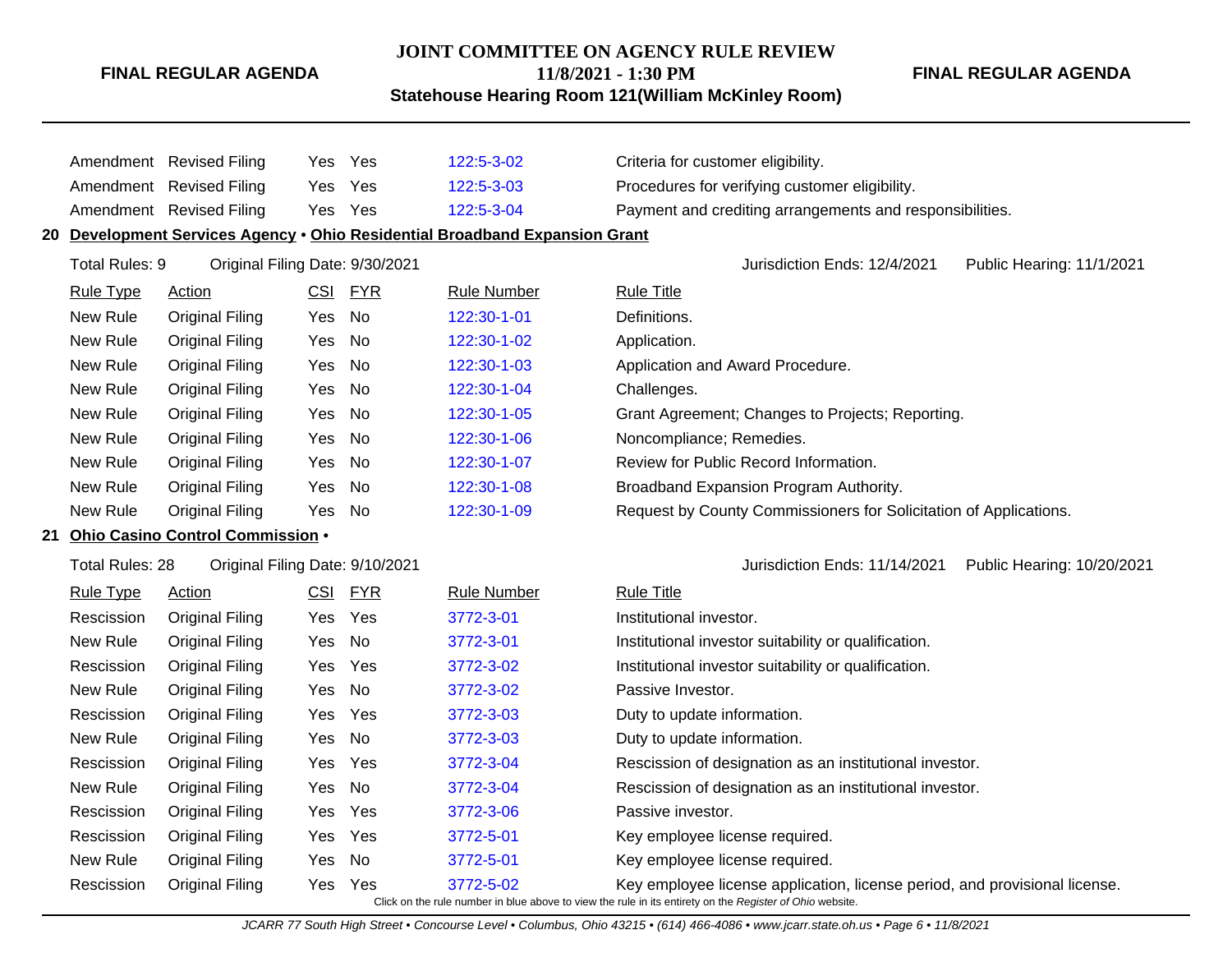| Rule Type | Action | CSI | FYR | Rule Number | Rule Title |
|---|---|---|---|---|---|
| Amendment | Revised Filing | Yes | Yes | 122:5-3-02 | Criteria for customer eligibility. |
| Amendment | Revised Filing | Yes | Yes | 122:5-3-03 | Procedures for verifying customer eligibility. |
| Amendment | Revised Filing | Yes | Yes | 122:5-3-04 | Payment and crediting arrangements and responsibilities. |

## 20 Development Services Agency • Ohio Residential Broadband Expansion Grant

Total Rules: 9 Original Filing Date: 9/30/2021 Jurisdiction Ends: 12/4/2021 Public Hearing: 11/1/2021

| Rule Type | Action | CSI | FYR | Rule Number | Rule Title |
|---|---|---|---|---|---|
| New Rule | Original Filing | Yes | No | 122:30-1-01 | Definitions. |
| New Rule | Original Filing | Yes | No | 122:30-1-02 | Application. |
| New Rule | Original Filing | Yes | No | 122:30-1-03 | Application and Award Procedure. |
| New Rule | Original Filing | Yes | No | 122:30-1-04 | Challenges. |
| New Rule | Original Filing | Yes | No | 122:30-1-05 | Grant Agreement; Changes to Projects; Reporting. |
| New Rule | Original Filing | Yes | No | 122:30-1-06 | Noncompliance; Remedies. |
| New Rule | Original Filing | Yes | No | 122:30-1-07 | Review for Public Record Information. |
| New Rule | Original Filing | Yes | No | 122:30-1-08 | Broadband Expansion Program Authority. |
| New Rule | Original Filing | Yes | No | 122:30-1-09 | Request by County Commissioners for Solicitation of Applications. |

## 21 Ohio Casino Control Commission •

Total Rules: 28 Original Filing Date: 9/10/2021 Jurisdiction Ends: 11/14/2021 Public Hearing: 10/20/2021

| Rule Type | Action | CSI | FYR | Rule Number | Rule Title |
|---|---|---|---|---|---|
| Rescission | Original Filing | Yes | Yes | 3772-3-01 | Institutional investor. |
| New Rule | Original Filing | Yes | No | 3772-3-01 | Institutional investor suitability or qualification. |
| Rescission | Original Filing | Yes | Yes | 3772-3-02 | Institutional investor suitability or qualification. |
| New Rule | Original Filing | Yes | No | 3772-3-02 | Passive Investor. |
| Rescission | Original Filing | Yes | Yes | 3772-3-03 | Duty to update information. |
| New Rule | Original Filing | Yes | No | 3772-3-03 | Duty to update information. |
| Rescission | Original Filing | Yes | Yes | 3772-3-04 | Rescission of designation as an institutional investor. |
| New Rule | Original Filing | Yes | No | 3772-3-04 | Rescission of designation as an institutional investor. |
| Rescission | Original Filing | Yes | Yes | 3772-3-06 | Passive investor. |
| Rescission | Original Filing | Yes | Yes | 3772-5-01 | Key employee license required. |
| New Rule | Original Filing | Yes | No | 3772-5-01 | Key employee license required. |
| Rescission | Original Filing | Yes | Yes | 3772-5-02 | Key employee license application, license period, and provisional license. |

Click on the rule number in blue above to view the rule in its entirety on the *Register of Ohio* website.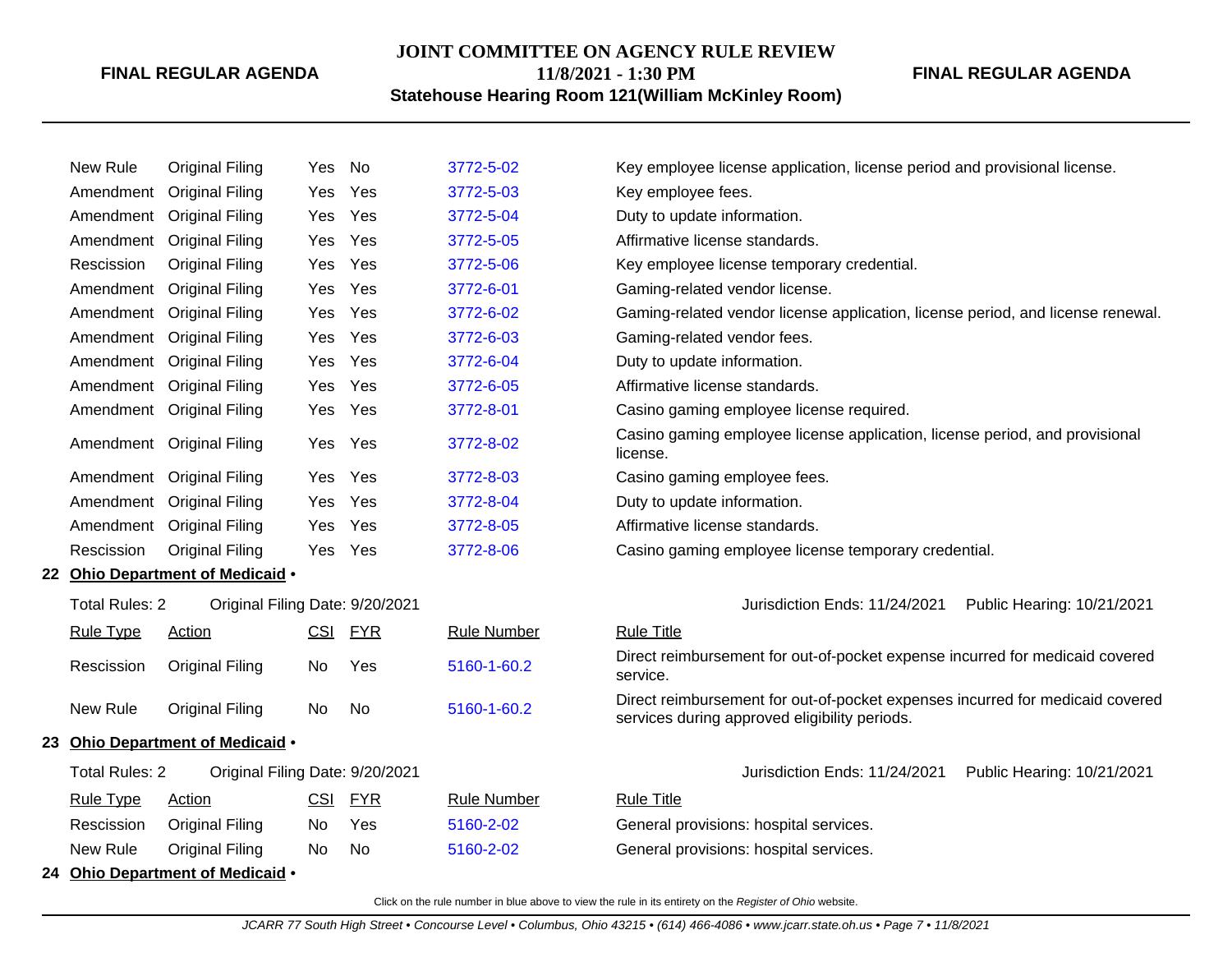| Rule Type | Action | CSI | FYR | Rule Number | Rule Title |
|---|---|---|---|---|---|
| New Rule | Original Filing | Yes | No | 3772-5-02 | Key employee license application, license period and provisional license. |
| Amendment | Original Filing | Yes | Yes | 3772-5-03 | Key employee fees. |
| Amendment | Original Filing | Yes | Yes | 3772-5-04 | Duty to update information. |
| Amendment | Original Filing | Yes | Yes | 3772-5-05 | Affirmative license standards. |
| Rescission | Original Filing | Yes | Yes | 3772-5-06 | Key employee license temporary credential. |
| Amendment | Original Filing | Yes | Yes | 3772-6-01 | Gaming-related vendor license. |
| Amendment | Original Filing | Yes | Yes | 3772-6-02 | Gaming-related vendor license application, license period, and license renewal. |
| Amendment | Original Filing | Yes | Yes | 3772-6-03 | Gaming-related vendor fees. |
| Amendment | Original Filing | Yes | Yes | 3772-6-04 | Duty to update information. |
| Amendment | Original Filing | Yes | Yes | 3772-6-05 | Affirmative license standards. |
| Amendment | Original Filing | Yes | Yes | 3772-8-01 | Casino gaming employee license required. |
| Amendment | Original Filing | Yes | Yes | 3772-8-02 | Casino gaming employee license application, license period, and provisional license. |
| Amendment | Original Filing | Yes | Yes | 3772-8-03 | Casino gaming employee fees. |
| Amendment | Original Filing | Yes | Yes | 3772-8-04 | Duty to update information. |
| Amendment | Original Filing | Yes | Yes | 3772-8-05 | Affirmative license standards. |
| Rescission | Original Filing | Yes | Yes | 3772-8-06 | Casino gaming employee license temporary credential. |

## 22 Ohio Department of Medicaid •

Total Rules: 2 Original Filing Date: 9/20/2021 Jurisdiction Ends: 11/24/2021 Public Hearing: 10/21/2021

| Rule Type | Action | CSI | FYR | Rule Number | Rule Title |
|---|---|---|---|---|---|
| Rescission | Original Filing | No | Yes | 5160-1-60.2 | Direct reimbursement for out-of-pocket expense incurred for medicaid covered service. |
| New Rule | Original Filing | No | No | 5160-1-60.2 | Direct reimbursement for out-of-pocket expenses incurred for medicaid covered services during approved eligibility periods. |

## 23 Ohio Department of Medicaid •

Total Rules: 2 Original Filing Date: 9/20/2021 Jurisdiction Ends: 11/24/2021 Public Hearing: 10/21/2021

| Rule Type | Action | CSI | FYR | Rule Number | Rule Title |
|---|---|---|---|---|---|
| Rescission | Original Filing | No | Yes | 5160-2-02 | General provisions: hospital services. |
| New Rule | Original Filing | No | No | 5160-2-02 | General provisions: hospital services. |

## 24 Ohio Department of Medicaid •

Click on the rule number in blue above to view the rule in its entirety on the *Register of Ohio* website.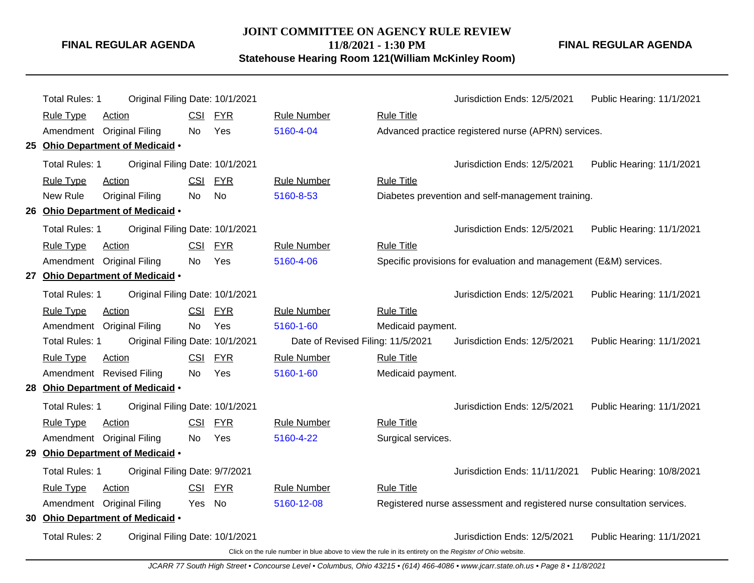Total Rules: 1 Original Filing Date: 10/1/2021 Jurisdiction Ends: 12/5/2021 Public Hearing: 11/1/2021

| Rule Type | Action | CSI | FYR | Rule Number | Rule Title |
|---|---|---|---|---|---|
| Amendment | Original Filing | No | Yes | 5160-4-04 | Advanced practice registered nurse (APRN) services. |

**25 Ohio Department of Medicaid •**

Total Rules: 1 Original Filing Date: 10/1/2021 Jurisdiction Ends: 12/5/2021 Public Hearing: 11/1/2021

| Rule Type | Action | CSI | FYR | Rule Number | Rule Title |
|---|---|---|---|---|---|
| New Rule | Original Filing | No | No | 5160-8-53 | Diabetes prevention and self-management training. |

**26 Ohio Department of Medicaid •**

Total Rules: 1 Original Filing Date: 10/1/2021 Jurisdiction Ends: 12/5/2021 Public Hearing: 11/1/2021

| Rule Type | Action | CSI | FYR | Rule Number | Rule Title |
|---|---|---|---|---|---|
| Amendment | Original Filing | No | Yes | 5160-4-06 | Specific provisions for evaluation and management (E&M) services. |

**27 Ohio Department of Medicaid •**

Total Rules: 1 Original Filing Date: 10/1/2021 Jurisdiction Ends: 12/5/2021 Public Hearing: 11/1/2021

| Rule Type | Action | CSI | FYR | Rule Number | Rule Title |
|---|---|---|---|---|---|
| Amendment | Original Filing | No | Yes | 5160-1-60 | Medicaid payment. |

Total Rules: 1 Original Filing Date: 10/1/2021 Date of Revised Filing: 11/5/2021 Jurisdiction Ends: 12/5/2021 Public Hearing: 11/1/2021

| Rule Type | Action | CSI | FYR | Rule Number | Rule Title |
|---|---|---|---|---|---|
| Amendment | Revised Filing | No | Yes | 5160-1-60 | Medicaid payment. |

**28 Ohio Department of Medicaid •**

Total Rules: 1 Original Filing Date: 10/1/2021 Jurisdiction Ends: 12/5/2021 Public Hearing: 11/1/2021

| Rule Type | Action | CSI | FYR | Rule Number | Rule Title |
|---|---|---|---|---|---|
| Amendment | Original Filing | No | Yes | 5160-4-22 | Surgical services. |

**29 Ohio Department of Medicaid •**

Total Rules: 1 Original Filing Date: 9/7/2021 Jurisdiction Ends: 11/11/2021 Public Hearing: 10/8/2021

| Rule Type | Action | CSI | FYR | Rule Number | Rule Title |
|---|---|---|---|---|---|
| Amendment | Original Filing | Yes | No | 5160-12-08 | Registered nurse assessment and registered nurse consultation services. |

**30 Ohio Department of Medicaid •**

Total Rules: 2 Original Filing Date: 10/1/2021 Jurisdiction Ends: 12/5/2021 Public Hearing: 11/1/2021

Click on the rule number in blue above to view the rule in its entirety on the *Register of Ohio* website.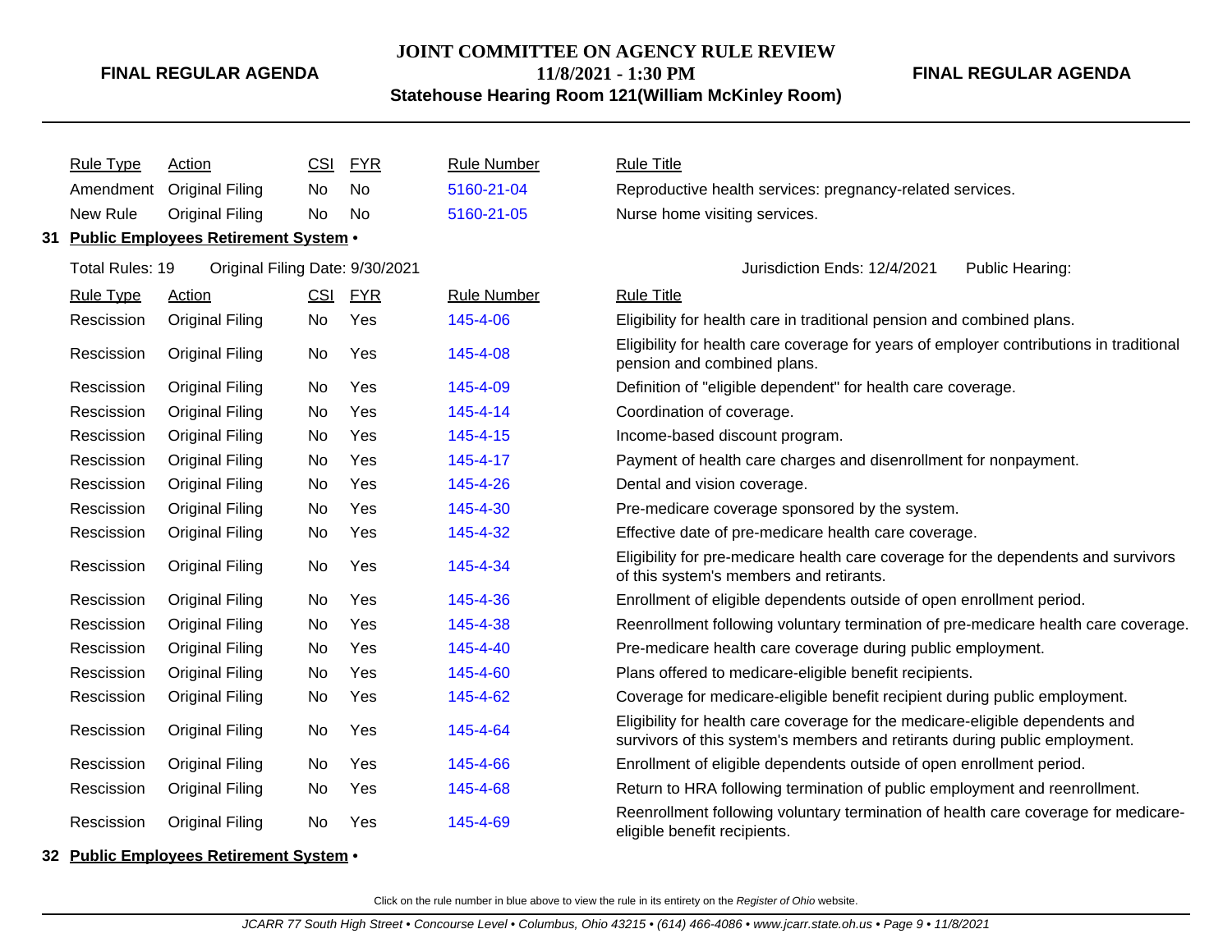| Rule Type | Action | CSI | FYR | Rule Number | Rule Title |
|---|---|---|---|---|---|
| Amendment | Original Filing | No | No | 5160-21-04 | Reproductive health services: pregnancy-related services. |
| New Rule | Original Filing | No | No | 5160-21-05 | Nurse home visiting services. |

**31 Public Employees Retirement System •**

Total Rules: 19 Original Filing Date: 9/30/2021 Jurisdiction Ends: 12/4/2021 Public Hearing:

| Rule Type | Action | CSI | FYR | Rule Number | Rule Title |
|---|---|---|---|---|---|
| Rescission | Original Filing | No | Yes | 145-4-06 | Eligibility for health care in traditional pension and combined plans. |
| Rescission | Original Filing | No | Yes | 145-4-08 | Eligibility for health care coverage for years of employer contributions in traditional pension and combined plans. |
| Rescission | Original Filing | No | Yes | 145-4-09 | Definition of "eligible dependent" for health care coverage. |
| Rescission | Original Filing | No | Yes | 145-4-14 | Coordination of coverage. |
| Rescission | Original Filing | No | Yes | 145-4-15 | Income-based discount program. |
| Rescission | Original Filing | No | Yes | 145-4-17 | Payment of health care charges and disenrollment for nonpayment. |
| Rescission | Original Filing | No | Yes | 145-4-26 | Dental and vision coverage. |
| Rescission | Original Filing | No | Yes | 145-4-30 | Pre-medicare coverage sponsored by the system. |
| Rescission | Original Filing | No | Yes | 145-4-32 | Effective date of pre-medicare health care coverage. |
| Rescission | Original Filing | No | Yes | 145-4-34 | Eligibility for pre-medicare health care coverage for the dependents and survivors of this system's members and retirants. |
| Rescission | Original Filing | No | Yes | 145-4-36 | Enrollment of eligible dependents outside of open enrollment period. |
| Rescission | Original Filing | No | Yes | 145-4-38 | Reenrollment following voluntary termination of pre-medicare health care coverage. |
| Rescission | Original Filing | No | Yes | 145-4-40 | Pre-medicare health care coverage during public employment. |
| Rescission | Original Filing | No | Yes | 145-4-60 | Plans offered to medicare-eligible benefit recipients. |
| Rescission | Original Filing | No | Yes | 145-4-62 | Coverage for medicare-eligible benefit recipient during public employment. |
| Rescission | Original Filing | No | Yes | 145-4-64 | Eligibility for health care coverage for the medicare-eligible dependents and survivors of this system's members and retirants during public employment. |
| Rescission | Original Filing | No | Yes | 145-4-66 | Enrollment of eligible dependents outside of open enrollment period. |
| Rescission | Original Filing | No | Yes | 145-4-68 | Return to HRA following termination of public employment and reenrollment. |
| Rescission | Original Filing | No | Yes | 145-4-69 | Reenrollment following voluntary termination of health care coverage for medicare-eligible benefit recipients. |

**32 Public Employees Retirement System •**

Click on the rule number in blue above to view the rule in its entirety on the *Register of Ohio* website.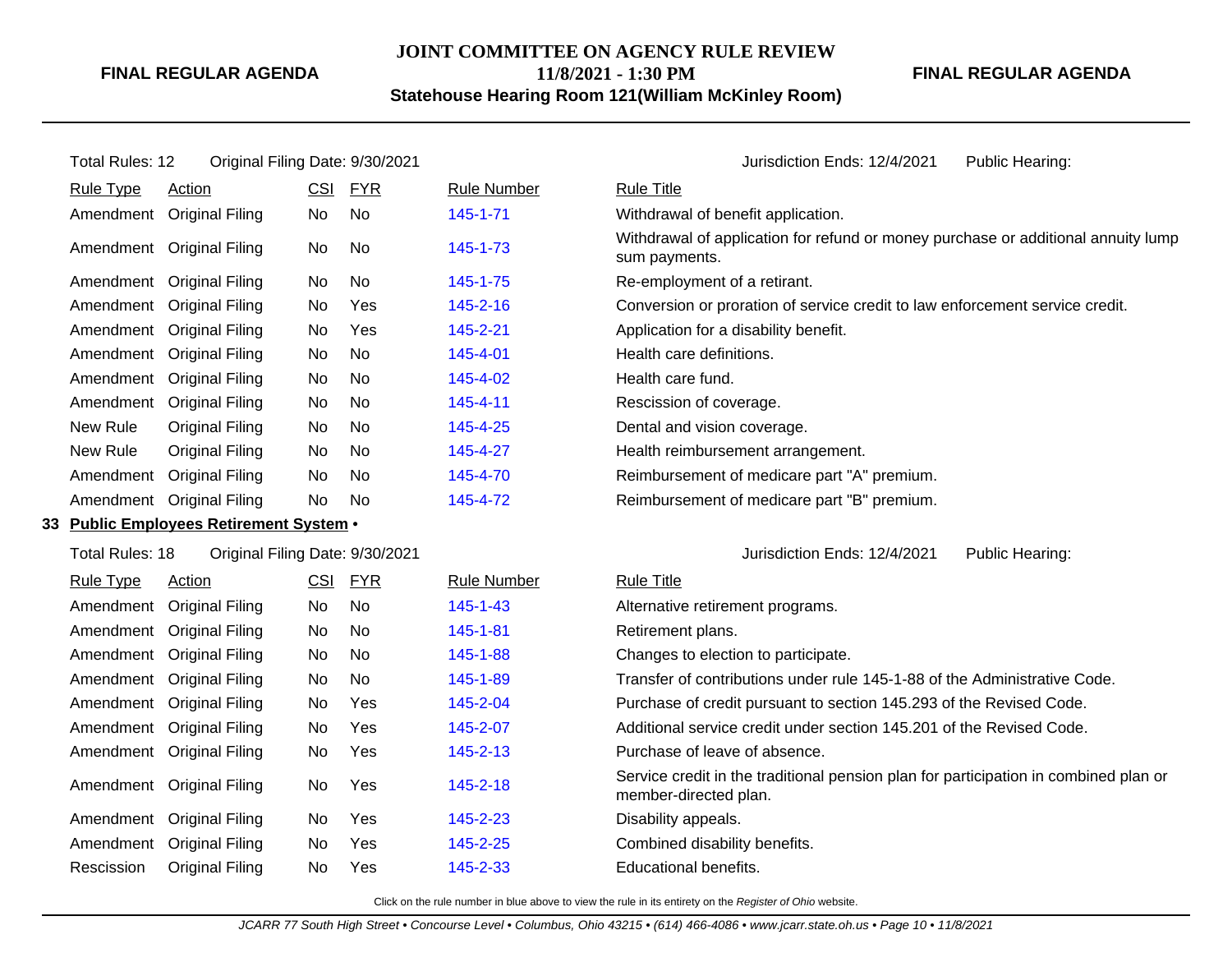Total Rules: 12 Original Filing Date: 9/30/2021 Jurisdiction Ends: 12/4/2021 Public Hearing:

| Rule Type | Action | CSI | FYR | Rule Number | Rule Title |
|---|---|---|---|---|---|
| Amendment | Original Filing | No | No | 145-1-71 | Withdrawal of benefit application. |
| Amendment | Original Filing | No | No | 145-1-73 | Withdrawal of application for refund or money purchase or additional annuity lump sum payments. |
| Amendment | Original Filing | No | No | 145-1-75 | Re-employment of a retirant. |
| Amendment | Original Filing | No | Yes | 145-2-16 | Conversion or proration of service credit to law enforcement service credit. |
| Amendment | Original Filing | No | Yes | 145-2-21 | Application for a disability benefit. |
| Amendment | Original Filing | No | No | 145-4-01 | Health care definitions. |
| Amendment | Original Filing | No | No | 145-4-02 | Health care fund. |
| Amendment | Original Filing | No | No | 145-4-11 | Rescission of coverage. |
| New Rule | Original Filing | No | No | 145-4-25 | Dental and vision coverage. |
| New Rule | Original Filing | No | No | 145-4-27 | Health reimbursement arrangement. |
| Amendment | Original Filing | No | No | 145-4-70 | Reimbursement of medicare part "A" premium. |
| Amendment | Original Filing | No | No | 145-4-72 | Reimbursement of medicare part "B" premium. |

## 33 Public Employees Retirement System •

Total Rules: 18 Original Filing Date: 9/30/2021 Jurisdiction Ends: 12/4/2021 Public Hearing:

| Rule Type | Action | CSI | FYR | Rule Number | Rule Title |
|---|---|---|---|---|---|
| Amendment | Original Filing | No | No | 145-1-43 | Alternative retirement programs. |
| Amendment | Original Filing | No | No | 145-1-81 | Retirement plans. |
| Amendment | Original Filing | No | No | 145-1-88 | Changes to election to participate. |
| Amendment | Original Filing | No | No | 145-1-89 | Transfer of contributions under rule 145-1-88 of the Administrative Code. |
| Amendment | Original Filing | No | Yes | 145-2-04 | Purchase of credit pursuant to section 145.293 of the Revised Code. |
| Amendment | Original Filing | No | Yes | 145-2-07 | Additional service credit under section 145.201 of the Revised Code. |
| Amendment | Original Filing | No | Yes | 145-2-13 | Purchase of leave of absence. |
| Amendment | Original Filing | No | Yes | 145-2-18 | Service credit in the traditional pension plan for participation in combined plan or member-directed plan. |
| Amendment | Original Filing | No | Yes | 145-2-23 | Disability appeals. |
| Amendment | Original Filing | No | Yes | 145-2-25 | Combined disability benefits. |
| Rescission | Original Filing | No | Yes | 145-2-33 | Educational benefits. |

Click on the rule number in blue above to view the rule in its entirety on the *Register of Ohio* website.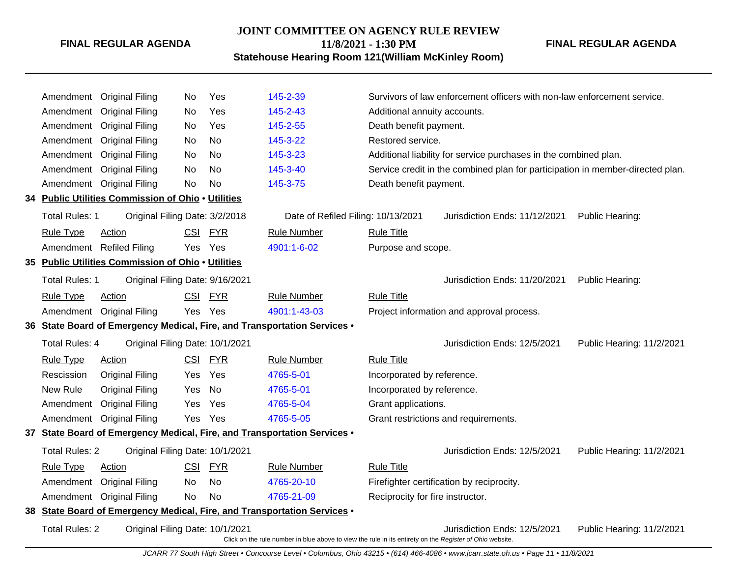| Rule Type | Action | CSI | FYR | Rule Number | Rule Title |
|---|---|---|---|---|---|
| Amendment | Original Filing | No | Yes | 145-2-39 | Survivors of law enforcement officers with non-law enforcement service. |
| Amendment | Original Filing | No | Yes | 145-2-43 | Additional annuity accounts. |
| Amendment | Original Filing | No | Yes | 145-2-55 | Death benefit payment. |
| Amendment | Original Filing | No | No | 145-3-22 | Restored service. |
| Amendment | Original Filing | No | No | 145-3-23 | Additional liability for service purchases in the combined plan. |
| Amendment | Original Filing | No | No | 145-3-40 | Service credit in the combined plan for participation in member-directed plan. |
| Amendment | Original Filing | No | No | 145-3-75 | Death benefit payment. |

**34 Public Utilities Commission of Ohio • Utilities**

Total Rules: 1 | Original Filing Date: 3/2/2018 | Date of Refiled Filing: 10/13/2021 | Jurisdiction Ends: 11/12/2021 | Public Hearing:

| Rule Type | Action | CSI | FYR | Rule Number | Rule Title |
|---|---|---|---|---|---|
| Amendment | Refiled Filing | Yes | Yes | 4901:1-6-02 | Purpose and scope. |

**35 Public Utilities Commission of Ohio • Utilities**

Total Rules: 1 | Original Filing Date: 9/16/2021 | Jurisdiction Ends: 11/20/2021 | Public Hearing:

| Rule Type | Action | CSI | FYR | Rule Number | Rule Title |
|---|---|---|---|---|---|
| Amendment | Original Filing | Yes | Yes | 4901:1-43-03 | Project information and approval process. |

**36 State Board of Emergency Medical, Fire, and Transportation Services •**

Total Rules: 4 | Original Filing Date: 10/1/2021 | Jurisdiction Ends: 12/5/2021 | Public Hearing: 11/2/2021

| Rule Type | Action | CSI | FYR | Rule Number | Rule Title |
|---|---|---|---|---|---|
| Rescission | Original Filing | Yes | Yes | 4765-5-01 | Incorporated by reference. |
| New Rule | Original Filing | Yes | No | 4765-5-01 | Incorporated by reference. |
| Amendment | Original Filing | Yes | Yes | 4765-5-04 | Grant applications. |
| Amendment | Original Filing | Yes | Yes | 4765-5-05 | Grant restrictions and requirements. |

**37 State Board of Emergency Medical, Fire, and Transportation Services •**

Total Rules: 2 | Original Filing Date: 10/1/2021 | Jurisdiction Ends: 12/5/2021 | Public Hearing: 11/2/2021

| Rule Type | Action | CSI | FYR | Rule Number | Rule Title |
|---|---|---|---|---|---|
| Amendment | Original Filing | No | No | 4765-20-10 | Firefighter certification by reciprocity. |
| Amendment | Original Filing | No | No | 4765-21-09 | Reciprocity for fire instructor. |

**38 State Board of Emergency Medical, Fire, and Transportation Services •**

Total Rules: 2 | Original Filing Date: 10/1/2021 | Jurisdiction Ends: 12/5/2021 | Public Hearing: 11/2/2021

Click on the rule number in blue above to view the rule in its entirety on the *Register of Ohio* website.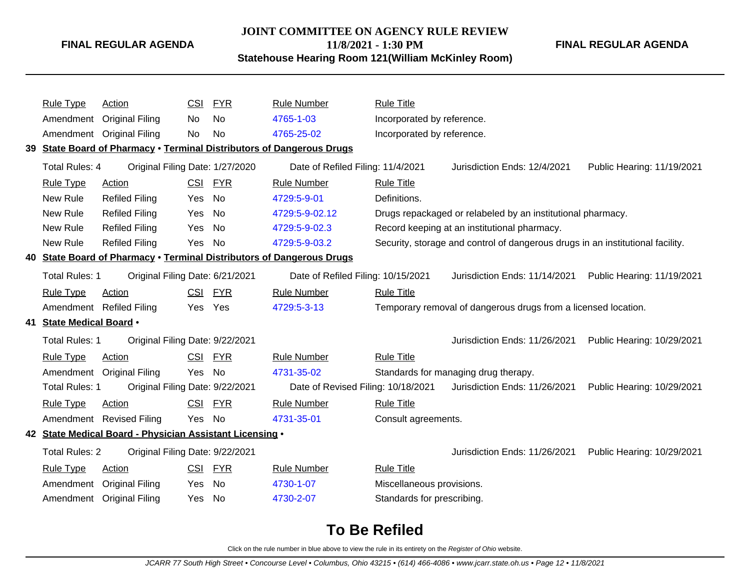| Rule Type | Action | CSI | FYR | Rule Number | Rule Title |
|---|---|---|---|---|---|
| Amendment | Original Filing | No | No | 4765-1-03 | Incorporated by reference. |
| Amendment | Original Filing | No | No | 4765-25-02 | Incorporated by reference. |

**39 State Board of Pharmacy • Terminal Distributors of Dangerous Drugs**

Total Rules: 4 Original Filing Date: 1/27/2020 Date of Refiled Filing: 11/4/2021 Jurisdiction Ends: 12/4/2021 Public Hearing: 11/19/2021

| Rule Type | Action | CSI | FYR | Rule Number | Rule Title |
|---|---|---|---|---|---|
| New Rule | Refiled Filing | Yes | No | 4729:5-9-01 | Definitions. |
| New Rule | Refiled Filing | Yes | No | 4729:5-9-02.12 | Drugs repackaged or relabeled by an institutional pharmacy. |
| New Rule | Refiled Filing | Yes | No | 4729:5-9-02.3 | Record keeping at an institutional pharmacy. |
| New Rule | Refiled Filing | Yes | No | 4729:5-9-03.2 | Security, storage and control of dangerous drugs in an institutional facility. |

**40 State Board of Pharmacy • Terminal Distributors of Dangerous Drugs**

Total Rules: 1 Original Filing Date: 6/21/2021 Date of Refiled Filing: 10/15/2021 Jurisdiction Ends: 11/14/2021 Public Hearing: 11/19/2021

| Rule Type | Action | CSI | FYR | Rule Number | Rule Title |
|---|---|---|---|---|---|
| Amendment | Refiled Filing | Yes | Yes | 4729:5-3-13 | Temporary removal of dangerous drugs from a licensed location. |

**41 State Medical Board •**

Total Rules: 1 Original Filing Date: 9/22/2021 Jurisdiction Ends: 11/26/2021 Public Hearing: 10/29/2021

| Rule Type | Action | CSI | FYR | Rule Number | Rule Title |
|---|---|---|---|---|---|
| Amendment | Original Filing | Yes | No | 4731-35-02 | Standards for managing drug therapy. |

Total Rules: 1 Original Filing Date: 9/22/2021 Date of Revised Filing: 10/18/2021 Jurisdiction Ends: 11/26/2021 Public Hearing: 10/29/2021

| Rule Type | Action | CSI | FYR | Rule Number | Rule Title |
|---|---|---|---|---|---|
| Amendment | Revised Filing | Yes | No | 4731-35-01 | Consult agreements. |

**42 State Medical Board - Physician Assistant Licensing •**

Total Rules: 2 Original Filing Date: 9/22/2021 Jurisdiction Ends: 11/26/2021 Public Hearing: 10/29/2021

| Rule Type | Action | CSI | FYR | Rule Number | Rule Title |
|---|---|---|---|---|---|
| Amendment | Original Filing | Yes | No | 4730-1-07 | Miscellaneous provisions. |
| Amendment | Original Filing | Yes | No | 4730-2-07 | Standards for prescribing. |

# To Be Refiled

Click on the rule number in blue above to view the rule in its entirety on the *Register of Ohio* website.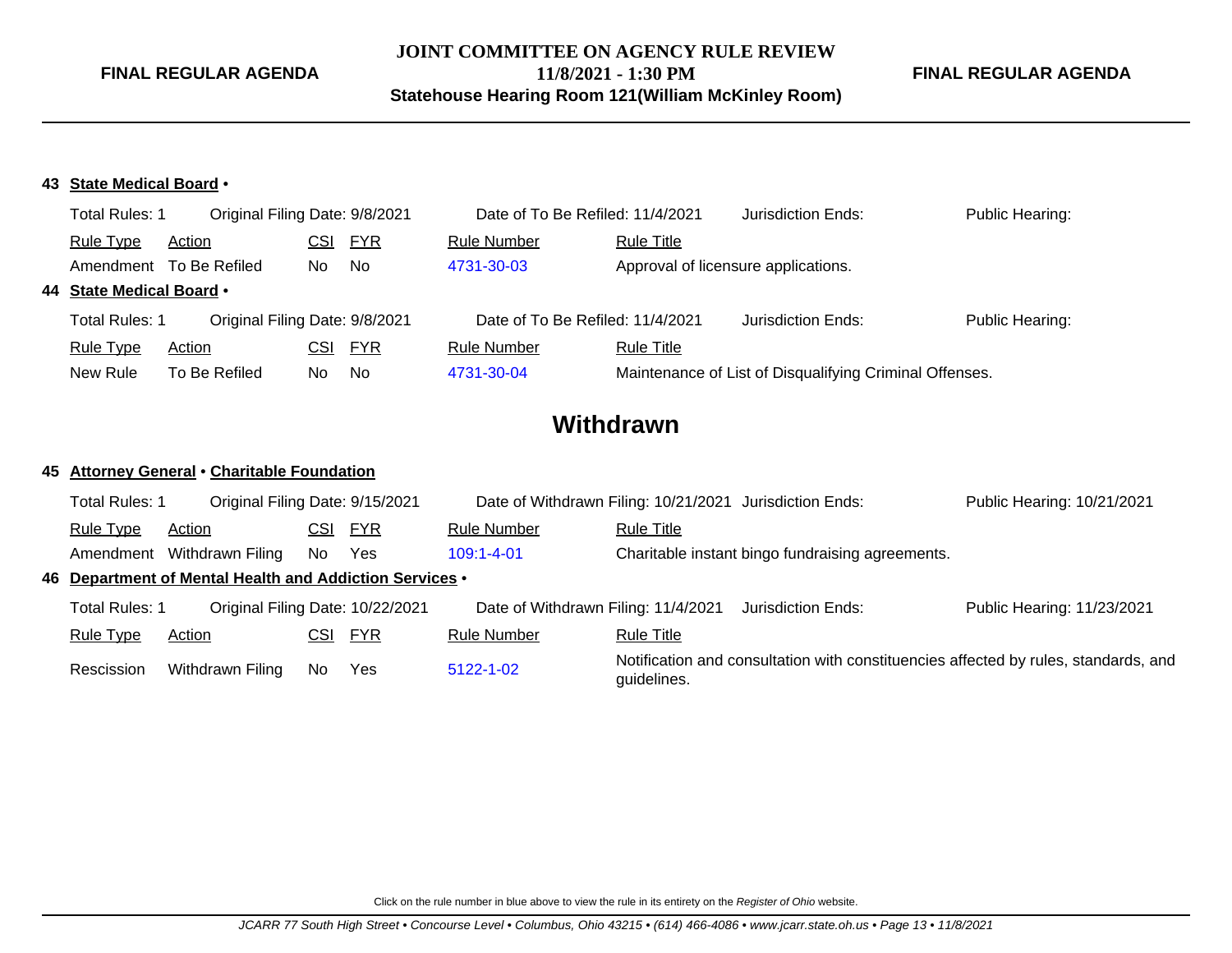**43 State Medical Board •**

| Total Rules: 1 | Original Filing Date: 9/8/2021 | | | Date of To Be Refiled: 11/4/2021 | Jurisdiction Ends: | Public Hearing: |
|---|---|---|---|---|---|---|
| Rule Type | Action | CSI | FYR | Rule Number | Rule Title | |
| Amendment | To Be Refiled | No | No | 4731-30-03 | Approval of licensure applications. | |

**44 State Medical Board •**

| Total Rules: 1 | Original Filing Date: 9/8/2021 | | | Date of To Be Refiled: 11/4/2021 | Jurisdiction Ends: | Public Hearing: |
|---|---|---|---|---|---|---|
| Rule Type | Action | CSI | FYR | Rule Number | Rule Title | |
| New Rule | To Be Refiled | No | No | 4731-30-04 | Maintenance of List of Disqualifying Criminal Offenses. | |

## Withdrawn

**45 Attorney General • Charitable Foundation**

| Total Rules: 1 | Original Filing Date: 9/15/2021 | | | Date of Withdrawn Filing: 10/21/2021 | Jurisdiction Ends: | Public Hearing: 10/21/2021 |
|---|---|---|---|---|---|---|
| Rule Type | Action | CSI | FYR | Rule Number | Rule Title | |
| Amendment | Withdrawn Filing | No | Yes | 109:1-4-01 | Charitable instant bingo fundraising agreements. | |

**46 Department of Mental Health and Addiction Services •**

| Total Rules: 1 | Original Filing Date: 10/22/2021 | | | Date of Withdrawn Filing: 11/4/2021 | Jurisdiction Ends: | Public Hearing: 11/23/2021 |
|---|---|---|---|---|---|---|
| Rule Type | Action | CSI | FYR | Rule Number | Rule Title | |
| Rescission | Withdrawn Filing | No | Yes | 5122-1-02 | Notification and consultation with constituencies affected by rules, standards, and guidelines. | |

Click on the rule number in blue above to view the rule in its entirety on the *Register of Ohio* website.